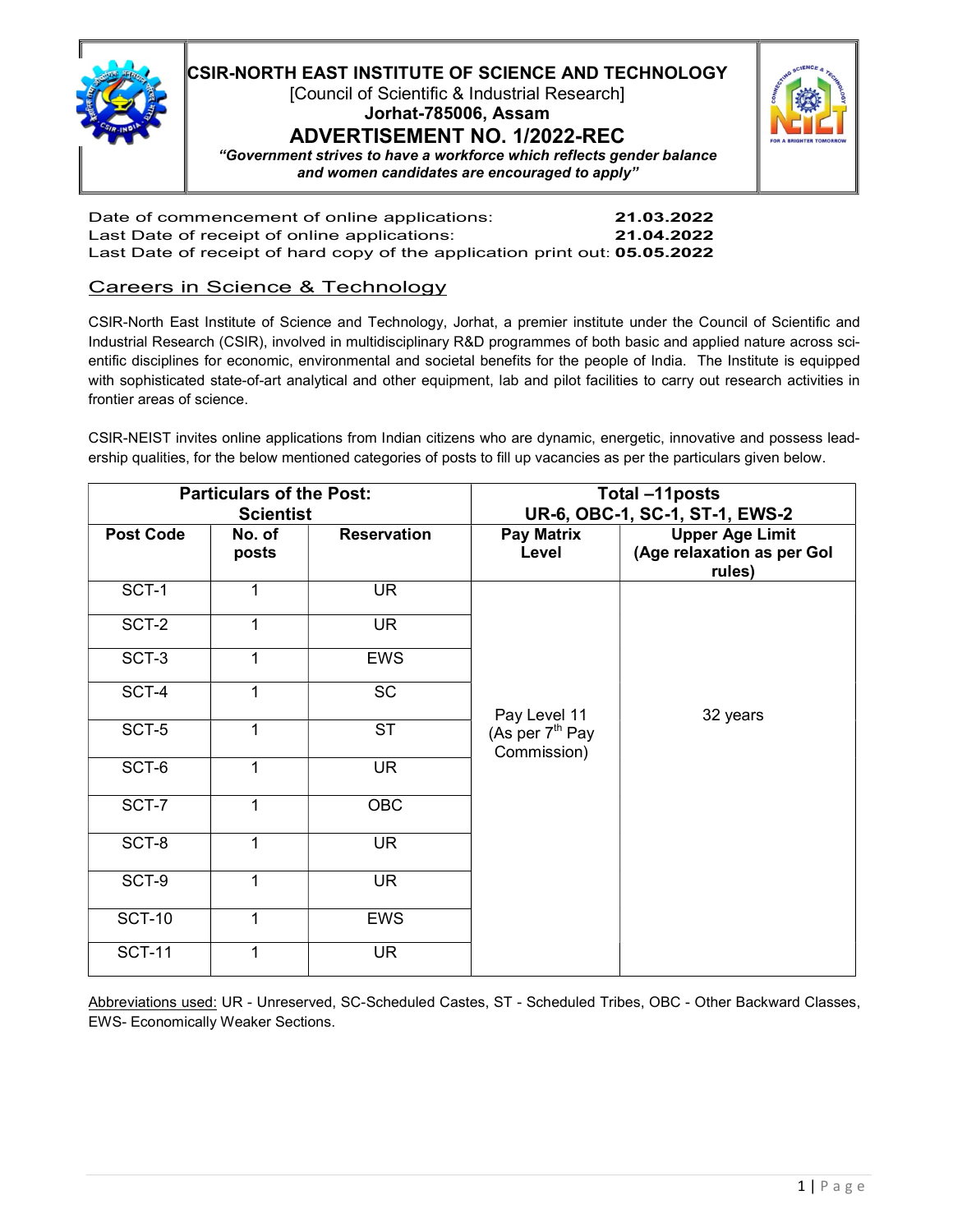# CSIR-NORTH EAST INSTITUTE OF SCIENCE AND TECHNOLOGY

[Council of Scientific & Industrial Research]

**Jorhat-785006, Assam**

## ADVERTISEMENT NO. 1/2022-REC

***"Government strives to have a workforce which reflects gender balance and women candidates are encouraged to apply"***

Date of commencement of online applications: **21.03.2022**
Last Date of receipt of online applications: **21.04.2022**
Last Date of receipt of hard copy of the application print out: **05.05.2022**

## Careers in Science & Technology

CSIR-North East Institute of Science and Technology, Jorhat, a premier institute under the Council of Scientific and Industrial Research (CSIR), involved in multidisciplinary R&D programmes of both basic and applied nature across scientific disciplines for economic, environmental and societal benefits for the people of India. The Institute is equipped with sophisticated state-of-art analytical and other equipment, lab and pilot facilities to carry out research activities in frontier areas of science.

CSIR-NEIST invites online applications from Indian citizens who are dynamic, energetic, innovative and possess leadership qualities, for the below mentioned categories of posts to fill up vacancies as per the particulars given below.

| Particulars of the Post: Scientist | | | Total –11posts UR-6, OBC-1, SC-1, ST-1, EWS-2 | |
|---|---|---|---|---|
| **Post Code** | **No. of posts** | **Reservation** | **Pay Matrix Level** | **Upper Age Limit (Age relaxation as per GoI rules)** |
| SCT-1 | 1 | UR | Pay Level 11 (As per 7th Pay Commission) | 32 years |
| SCT-2 | 1 | UR | | |
| SCT-3 | 1 | EWS | | |
| SCT-4 | 1 | SC | | |
| SCT-5 | 1 | ST | | |
| SCT-6 | 1 | UR | | |
| SCT-7 | 1 | OBC | | |
| SCT-8 | 1 | UR | | |
| SCT-9 | 1 | UR | | |
| SCT-10 | 1 | EWS | | |
| SCT-11 | 1 | UR | | |

Abbreviations used: UR - Unreserved, SC-Scheduled Castes, ST - Scheduled Tribes, OBC - Other Backward Classes, EWS- Economically Weaker Sections.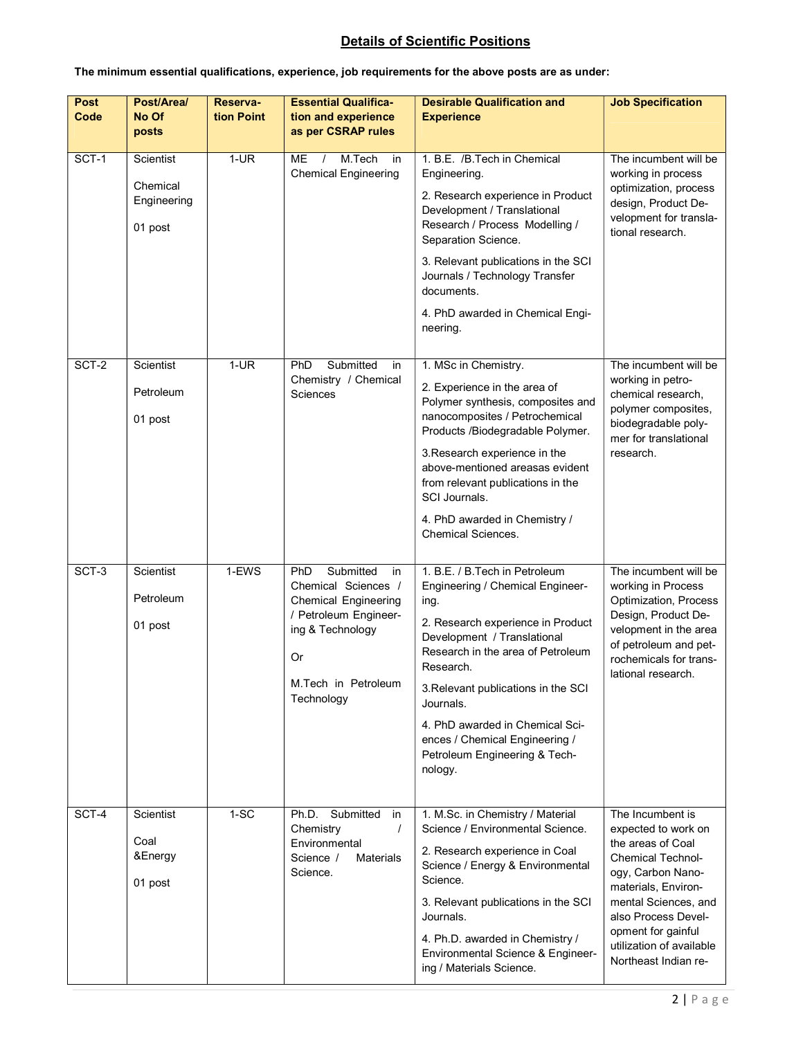## Details of Scientific Positions

**The minimum essential qualifications, experience, job requirements for the above posts are as under:**

| Post Code | Post/Area/ No Of posts | Reservation Point | Essential Qualification and experience as per CSRAP rules | Desirable Qualification and Experience | Job Specification |
|---|---|---|---|---|---|
| SCT-1 | Scientist<br><br>Chemical Engineering<br><br>01 post | 1-UR | ME / M.Tech in Chemical Engineering | 1. B.E. /B.Tech in Chemical Engineering.<br><br>2. Research experience in Product Development / Translational Research / Process Modelling / Separation Science.<br><br>3. Relevant publications in the SCI Journals / Technology Transfer documents.<br><br>4. PhD awarded in Chemical Engineering. | The incumbent will be working in process optimization, process design, Product Development for translational research. |
| SCT-2 | Scientist<br><br>Petroleum<br><br>01 post | 1-UR | PhD Submitted in Chemistry / Chemical Sciences | 1. MSc in Chemistry.<br><br>2. Experience in the area of Polymer synthesis, composites and nanocomposites / Petrochemical Products /Biodegradable Polymer.<br><br>3.Research experience in the above-mentioned areasas evident from relevant publications in the SCI Journals.<br><br>4. PhD awarded in Chemistry / Chemical Sciences. | The incumbent will be working in petrochemical research, polymer composites, biodegradable polymer for translational research. |
| SCT-3 | Scientist<br><br>Petroleum<br><br>01 post | 1-EWS | PhD Submitted in Chemical Sciences / Chemical Engineering / Petroleum Engineering & Technology<br><br>Or<br><br>M.Tech in Petroleum Technology | 1. B.E. / B.Tech in Petroleum Engineering / Chemical Engineering.<br><br>2. Research experience in Product Development / Translational Research in the area of Petroleum Research.<br><br>3.Relevant publications in the SCI Journals.<br><br>4. PhD awarded in Chemical Sciences / Chemical Engineering / Petroleum Engineering & Technology. | The incumbent will be working in Process Optimization, Process Design, Product Development in the area of petroleum and petrochemicals for translational research. |
| SCT-4 | Scientist<br><br>Coal &Energy<br><br>01 post | 1-SC | Ph.D. Submitted in Chemistry / Environmental Science / Materials Science. | 1. M.Sc. in Chemistry / Material Science / Environmental Science.<br><br>2. Research experience in Coal Science / Energy & Environmental Science.<br><br>3. Relevant publications in the SCI Journals.<br><br>4. Ph.D. awarded in Chemistry / Environmental Science & Engineering / Materials Science. | The Incumbent is expected to work on the areas of Coal Chemical Technology, Carbon Nanomaterials, Environmental Sciences, and also Process Development for gainful utilization of available Northeast Indian re- |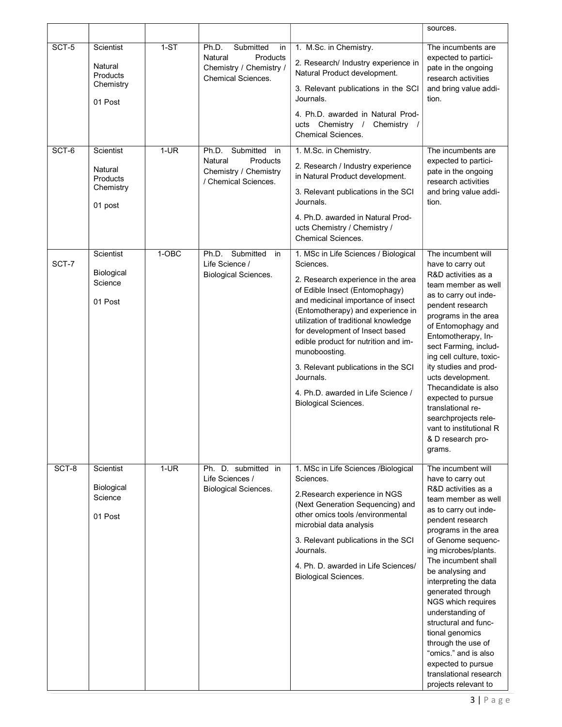| | | | | | |
|---|---|---|---|---|---|
| | | | | | sources. |
| SCT-5 | Scientist<br><br>Natural Products Chemistry<br><br>01 Post | 1-ST | Ph.D. Submitted in Natural Products Chemistry / Chemistry / Chemical Sciences. | 1. M.Sc. in Chemistry.<br><br>2. Research/ Industry experience in Natural Product development.<br><br>3. Relevant publications in the SCI Journals.<br><br>4. Ph.D. awarded in Natural Products Chemistry / Chemistry / Chemical Sciences. | The incumbents are expected to participate in the ongoing research activities and bring value addition. |
| SCT-6 | Scientist<br><br>Natural Products Chemistry<br><br>01 post | 1-UR | Ph.D. Submitted in Natural Products Chemistry / Chemistry / Chemical Sciences. | 1. M.Sc. in Chemistry.<br><br>2. Research / Industry experience in Natural Product development.<br><br>3. Relevant publications in the SCI Journals.<br><br>4. Ph.D. awarded in Natural Products Chemistry / Chemistry / Chemical Sciences. | The incumbents are expected to participate in the ongoing research activities and bring value addition. |
| SCT-7 | Scientist<br><br>Biological Science<br><br>01 Post | 1-OBC | Ph.D. Submitted in Life Science / Biological Sciences. | 1. MSc in Life Sciences / Biological Sciences.<br><br>2. Research experience in the area of Edible Insect (Entomophagy) and medicinal importance of insect (Entomotherapy) and experience in utilization of traditional knowledge for development of Insect based edible product for nutrition and immunoboosting.<br><br>3. Relevant publications in the SCI Journals.<br><br>4. Ph.D. awarded in Life Science / Biological Sciences. | The incumbent will have to carry out R&D activities as a team member as well as to carry out independent research programs in the area of Entomophagy and Entomotherapy, Insect Farming, including cell culture, toxicity studies and products development. Thecandidate is also expected to pursue translational researchprojects relevant to institutional R & D research programs. |
| SCT-8 | Scientist<br><br>Biological Science<br><br>01 Post | 1-UR | Ph. D. submitted in Life Sciences / Biological Sciences. | 1. MSc in Life Sciences /Biological Sciences.<br><br>2.Research experience in NGS (Next Generation Sequencing) and other omics tools /environmental microbial data analysis<br><br>3. Relevant publications in the SCI Journals.<br><br>4. Ph. D. awarded in Life Sciences/ Biological Sciences. | The incumbent will have to carry out R&D activities as a team member as well as to carry out independent research programs in the area of Genome sequencing microbes/plants. The incumbent shall be analysing and interpreting the data generated through NGS which requires understanding of structural and functional genomics through the use of "omics." and is also expected to pursue translational research projects relevant to |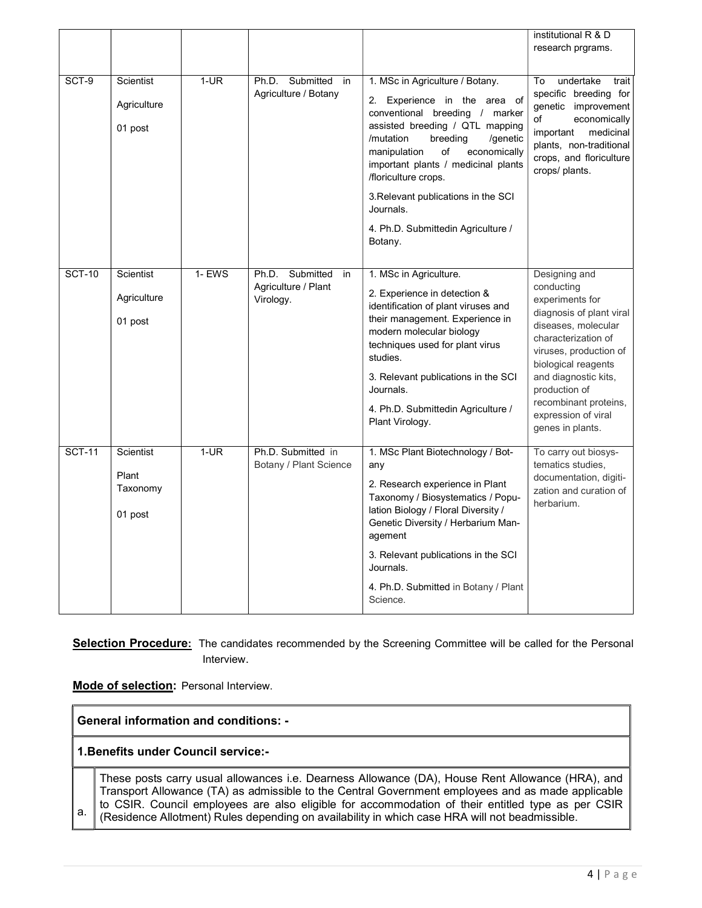| | | | | | |
|---|---|---|---|---|---|
| | | | | | institutional R & D research prgrams. |
| SCT-9 | Scientist<br><br>Agriculture<br><br>01 post | 1-UR | Ph.D. Submitted in Agriculture / Botany | 1. MSc in Agriculture / Botany.<br><br>2. Experience in the area of conventional breeding / marker assisted breeding / QTL mapping /mutation breeding /genetic manipulation of economically important plants / medicinal plants /floriculture crops.<br><br>3.Relevant publications in the SCI Journals.<br><br>4. Ph.D. Submittedin Agriculture / Botany. | To undertake trait specific breeding for genetic improvement of economically important medicinal plants, non-traditional crops, and floriculture crops/ plants. |
| SCT-10 | Scientist<br><br>Agriculture<br><br>01 post | 1- EWS | Ph.D. Submitted in Agriculture / Plant Virology. | 1. MSc in Agriculture.<br><br>2. Experience in detection & identification of plant viruses and their management. Experience in modern molecular biology techniques used for plant virus studies.<br><br>3. Relevant publications in the SCI Journals.<br><br>4. Ph.D. Submittedin Agriculture / Plant Virology. | Designing and conducting experiments for diagnosis of plant viral diseases, molecular characterization of viruses, production of biological reagents and diagnostic kits, production of recombinant proteins, expression of viral genes in plants. |
| SCT-11 | Scientist<br><br>Plant Taxonomy<br><br>01 post | 1-UR | Ph.D. Submitted in Botany / Plant Science | 1. MSc Plant Biotechnology / Bot-any<br><br>2. Research experience in Plant Taxonomy / Biosystematics / Popu-lation Biology / Floral Diversity / Genetic Diversity / Herbarium Man-agement<br><br>3. Relevant publications in the SCI Journals.<br><br>4. Ph.D. Submitted in Botany / Plant Science. | To carry out biosys-tematics studies, documentation, digiti-zation and curation of herbarium. |

**Selection Procedure:** The candidates recommended by the Screening Committee will be called for the Personal Interview.

**Mode of selection:** Personal Interview.

| | |
|---|---|
| **General information and conditions: -** | |
| **1.Benefits under Council service:-** | |
| a. | These posts carry usual allowances i.e. Dearness Allowance (DA), House Rent Allowance (HRA), and Transport Allowance (TA) as admissible to the Central Government employees and as made applicable to CSIR. Council employees are also eligible for accommodation of their entitled type as per CSIR (Residence Allotment) Rules depending on availability in which case HRA will not beadmissible. |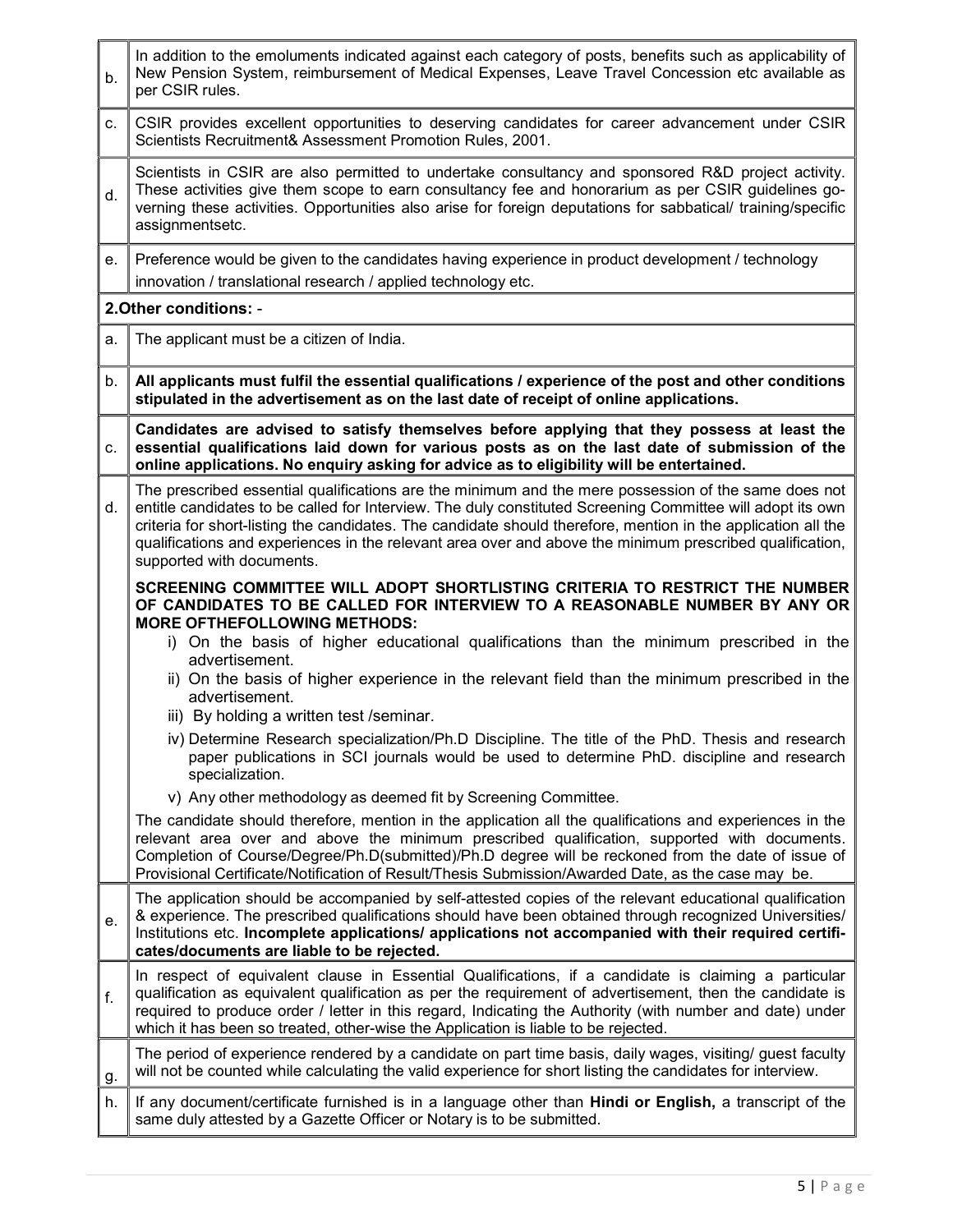| | |
|---|---|
| b. | In addition to the emoluments indicated against each category of posts, benefits such as applicability of New Pension System, reimbursement of Medical Expenses, Leave Travel Concession etc available as per CSIR rules. |
| c. | CSIR provides excellent opportunities to deserving candidates for career advancement under CSIR Scientists Recruitment& Assessment Promotion Rules, 2001. |
| d. | Scientists in CSIR are also permitted to undertake consultancy and sponsored R&D project activity. These activities give them scope to earn consultancy fee and honorarium as per CSIR guidelines governing these activities. Opportunities also arise for foreign deputations for sabbatical/ training/specific assignmentsetc. |
| e. | Preference would be given to the candidates having experience in product development / technology innovation / translational research / applied technology etc. |
| **2.Other conditions:** - | |
| a. | The applicant must be a citizen of India. |
| b. | **All applicants must fulfil the essential qualifications / experience of the post and other conditions stipulated in the advertisement as on the last date of receipt of online applications.** |
| c. | **Candidates are advised to satisfy themselves before applying that they possess at least the essential qualifications laid down for various posts as on the last date of submission of the online applications. No enquiry asking for advice as to eligibility will be entertained.** |
| d. | The prescribed essential qualifications are the minimum and the mere possession of the same does not entitle candidates to be called for Interview. The duly constituted Screening Committee will adopt its own criteria for short-listing the candidates. The candidate should therefore, mention in the application all the qualifications and experiences in the relevant area over and above the minimum prescribed qualification, supported with documents.<br><br>**SCREENING COMMITTEE WILL ADOPT SHORTLISTING CRITERIA TO RESTRICT THE NUMBER OF CANDIDATES TO BE CALLED FOR INTERVIEW TO A REASONABLE NUMBER BY ANY OR MORE OFTHEFOLLOWING METHODS:**<br>i) On the basis of higher educational qualifications than the minimum prescribed in the advertisement.<br>ii) On the basis of higher experience in the relevant field than the minimum prescribed in the advertisement.<br>iii) By holding a written test /seminar.<br>iv) Determine Research specialization/Ph.D Discipline. The title of the PhD. Thesis and research paper publications in SCI journals would be used to determine PhD. discipline and research specialization.<br>v) Any other methodology as deemed fit by Screening Committee.<br><br>The candidate should therefore, mention in the application all the qualifications and experiences in the relevant area over and above the minimum prescribed qualification, supported with documents. Completion of Course/Degree/Ph.D(submitted)/Ph.D degree will be reckoned from the date of issue of Provisional Certificate/Notification of Result/Thesis Submission/Awarded Date, as the case may be. |
| e. | The application should be accompanied by self-attested copies of the relevant educational qualification & experience. The prescribed qualifications should have been obtained through recognized Universities/ Institutions etc. **Incomplete applications/ applications not accompanied with their required certificates/documents are liable to be rejected.** |
| f. | In respect of equivalent clause in Essential Qualifications, if a candidate is claiming a particular qualification as equivalent qualification as per the requirement of advertisement, then the candidate is required to produce order / letter in this regard, Indicating the Authority (with number and date) under which it has been so treated, other-wise the Application is liable to be rejected. |
| g. | The period of experience rendered by a candidate on part time basis, daily wages, visiting/ guest faculty will not be counted while calculating the valid experience for short listing the candidates for interview. |
| h. | If any document/certificate furnished is in a language other than **Hindi or English,** a transcript of the same duly attested by a Gazette Officer or Notary is to be submitted. |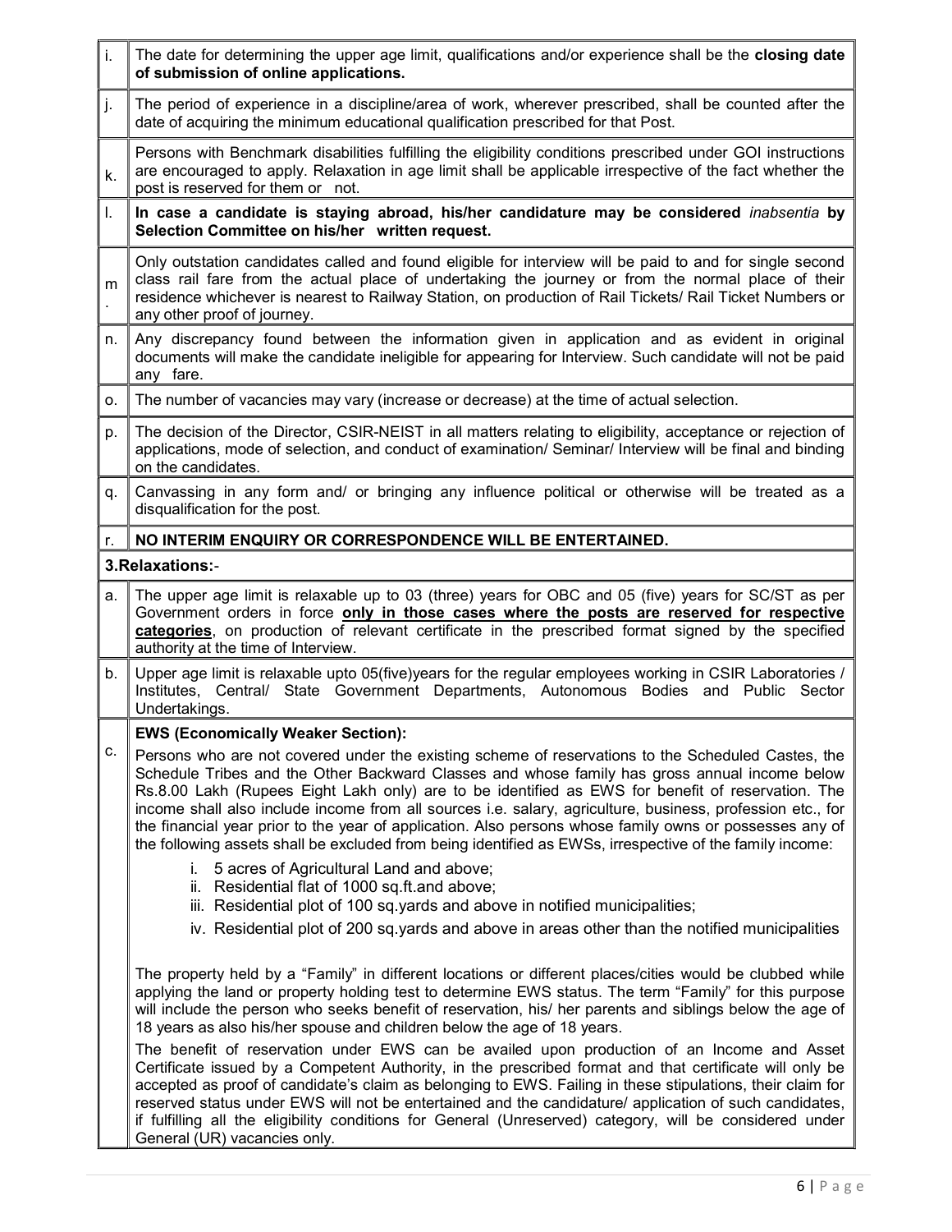| | |
|---|---|
| i. | The date for determining the upper age limit, qualifications and/or experience shall be the **closing date of submission of online applications.** |
| j. | The period of experience in a discipline/area of work, wherever prescribed, shall be counted after the date of acquiring the minimum educational qualification prescribed for that Post. |
| k. | Persons with Benchmark disabilities fulfilling the eligibility conditions prescribed under GOI instructions are encouraged to apply. Relaxation in age limit shall be applicable irrespective of the fact whether the post is reserved for them or not. |
| l. | **In case a candidate is staying abroad, his/her candidature may be considered *inabsentia* by Selection Committee on his/her written request.** |
| m. | Only outstation candidates called and found eligible for interview will be paid to and for single second class rail fare from the actual place of undertaking the journey or from the normal place of their residence whichever is nearest to Railway Station, on production of Rail Tickets/ Rail Ticket Numbers or any other proof of journey. |
| n. | Any discrepancy found between the information given in application and as evident in original documents will make the candidate ineligible for appearing for Interview. Such candidate will not be paid any fare. |
| o. | The number of vacancies may vary (increase or decrease) at the time of actual selection. |
| p. | The decision of the Director, CSIR-NEIST in all matters relating to eligibility, acceptance or rejection of applications, mode of selection, and conduct of examination/ Seminar/ Interview will be final and binding on the candidates. |
| q. | Canvassing in any form and/ or bringing any influence political or otherwise will be treated as a disqualification for the post. |
| r. | **NO INTERIM ENQUIRY OR CORRESPONDENCE WILL BE ENTERTAINED.** |
| **3.Relaxations:-** | |
| a. | The upper age limit is relaxable up to 03 (three) years for OBC and 05 (five) years for SC/ST as per Government orders in force **only in those cases where the posts are reserved for respective categories**, on production of relevant certificate in the prescribed format signed by the specified authority at the time of Interview. |
| b. | Upper age limit is relaxable upto 05(five)years for the regular employees working in CSIR Laboratories / Institutes, Central/ State Government Departments, Autonomous Bodies and Public Sector Undertakings. |
| c. | **EWS (Economically Weaker Section):** Persons who are not covered under the existing scheme of reservations to the Scheduled Castes, the Schedule Tribes and the Other Backward Classes and whose family has gross annual income below Rs.8.00 Lakh (Rupees Eight Lakh only) are to be identified as EWS for benefit of reservation. The income shall also include income from all sources i.e. salary, agriculture, business, profession etc., for the financial year prior to the year of application. Also persons whose family owns or possesses any of the following assets shall be excluded from being identified as EWSs, irrespective of the family income: <br> i. 5 acres of Agricultural Land and above; <br> ii. Residential flat of 1000 sq.ft.and above; <br> iii. Residential plot of 100 sq.yards and above in notified municipalities; <br> iv. Residential plot of 200 sq.yards and above in areas other than the notified municipalities <br><br> The property held by a "Family" in different locations or different places/cities would be clubbed while applying the land or property holding test to determine EWS status. The term "Family" for this purpose will include the person who seeks benefit of reservation, his/ her parents and siblings below the age of 18 years as also his/her spouse and children below the age of 18 years. <br> The benefit of reservation under EWS can be availed upon production of an Income and Asset Certificate issued by a Competent Authority, in the prescribed format and that certificate will only be accepted as proof of candidate's claim as belonging to EWS. Failing in these stipulations, their claim for reserved status under EWS will not be entertained and the candidature/ application of such candidates, if fulfilling all the eligibility conditions for General (Unreserved) category, will be considered under General (UR) vacancies only. |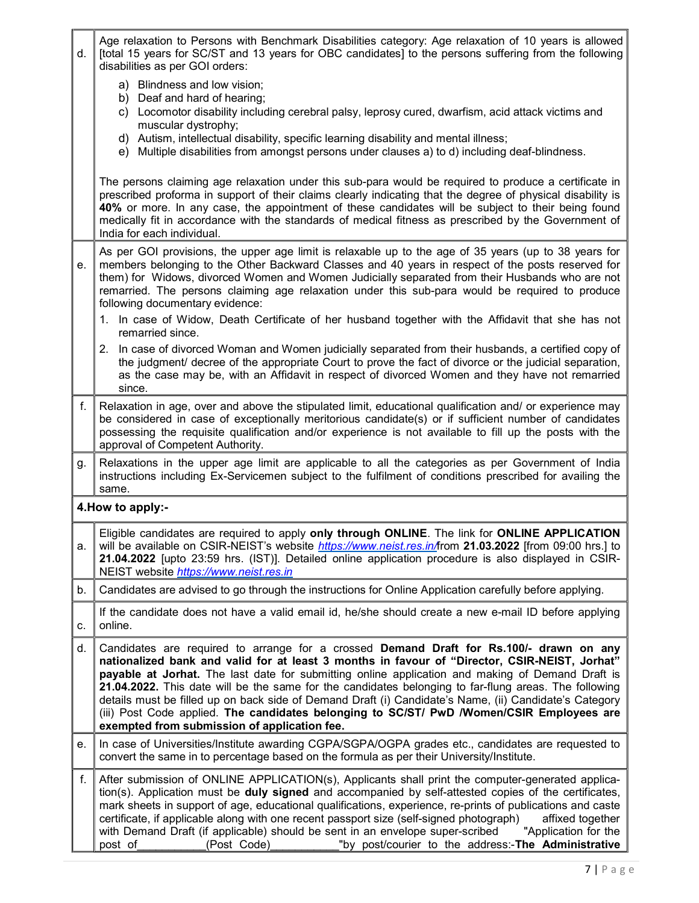| | |
|---|---|
| d. | Age relaxation to Persons with Benchmark Disabilities category: Age relaxation of 10 years is allowed [total 15 years for SC/ST and 13 years for OBC candidates] to the persons suffering from the following disabilities as per GOI orders:<br><br>a) Blindness and low vision;<br>b) Deaf and hard of hearing;<br>c) Locomotor disability including cerebral palsy, leprosy cured, dwarfism, acid attack victims and muscular dystrophy;<br>d) Autism, intellectual disability, specific learning disability and mental illness;<br>e) Multiple disabilities from amongst persons under clauses a) to d) including deaf-blindness.<br><br>The persons claiming age relaxation under this sub-para would be required to produce a certificate in prescribed proforma in support of their claims clearly indicating that the degree of physical disability is **40%** or more. In any case, the appointment of these candidates will be subject to their being found medically fit in accordance with the standards of medical fitness as prescribed by the Government of India for each individual. |
| e. | As per GOI provisions, the upper age limit is relaxable up to the age of 35 years (up to 38 years for members belonging to the Other Backward Classes and 40 years in respect of the posts reserved for them) for Widows, divorced Women and Women Judicially separated from their Husbands who are not remarried. The persons claiming age relaxation under this sub-para would be required to produce following documentary evidence:<br><br>1. In case of Widow, Death Certificate of her husband together with the Affidavit that she has not remarried since.<br>2. In case of divorced Woman and Women judicially separated from their husbands, a certified copy of the judgment/ decree of the appropriate Court to prove the fact of divorce or the judicial separation, as the case may be, with an Affidavit in respect of divorced Women and they have not remarried since. |
| f. | Relaxation in age, over and above the stipulated limit, educational qualification and/ or experience may be considered in case of exceptionally meritorious candidate(s) or if sufficient number of candidates possessing the requisite qualification and/or experience is not available to fill up the posts with the approval of Competent Authority. |
| g. | Relaxations in the upper age limit are applicable to all the categories as per Government of India instructions including Ex-Servicemen subject to the fulfilment of conditions prescribed for availing the same. |
| **4.How to apply:-** | |
| a. | Eligible candidates are required to apply **only through ONLINE**. The link for **ONLINE APPLICATION** will be available on CSIR-NEIST's website *https://www.neist.res.in/* from **21.03.2022** [from 09:00 hrs.] to **21.04.2022** [upto 23:59 hrs. (IST)]. Detailed online application procedure is also displayed in CSIR-NEIST website *https://www.neist.res.in* |
| b. | Candidates are advised to go through the instructions for Online Application carefully before applying. |
| c. | If the candidate does not have a valid email id, he/she should create a new e-mail ID before applying online. |
| d. | Candidates are required to arrange for a crossed **Demand Draft for Rs.100/- drawn on any nationalized bank and valid for at least 3 months in favour of "Director, CSIR-NEIST, Jorhat" payable at Jorhat.** The last date for submitting online application and making of Demand Draft is **21.04.2022.** This date will be the same for the candidates belonging to far-flung areas. The following details must be filled up on back side of Demand Draft (i) Candidate's Name, (ii) Candidate's Category (iii) Post Code applied. **The candidates belonging to SC/ST/ PwD /Women/CSIR Employees are exempted from submission of application fee.** |
| e. | In case of Universities/Institute awarding CGPA/SGPA/OGPA grades etc., candidates are requested to convert the same in to percentage based on the formula as per their University/Institute. |
| f. | After submission of ONLINE APPLICATION(s), Applicants shall print the computer-generated application(s). Application must be **duly signed** and accompanied by self-attested copies of the certificates, mark sheets in support of age, educational qualifications, experience, re-prints of publications and caste certificate, if applicable along with one recent passport size (self-signed photograph) affixed together with Demand Draft (if applicable) should be sent in an envelope super-scribed "Application for the post of__________(Post Code)__________"by post/courier to the address:-**The Administrative** |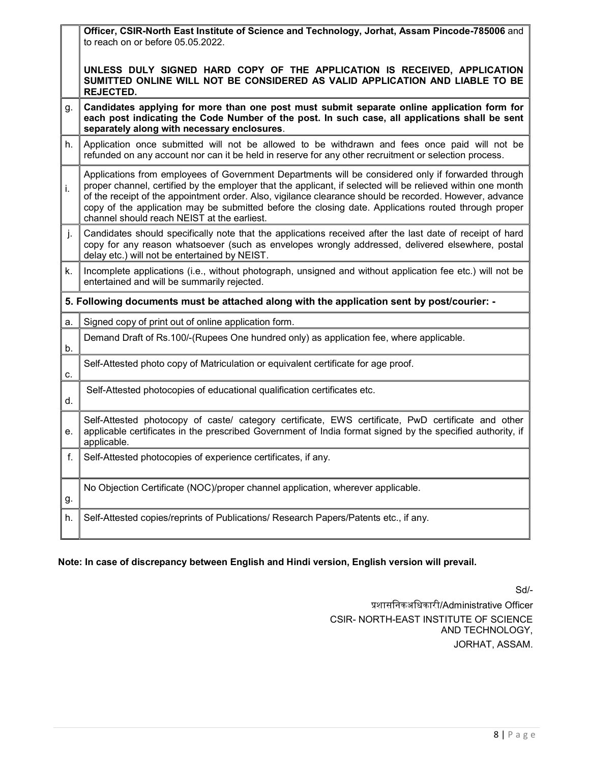| | |
|---|---|
| | **Officer, CSIR-North East Institute of Science and Technology, Jorhat, Assam Pincode-785006** and to reach on or before 05.05.2022.<br><br>**UNLESS DULY SIGNED HARD COPY OF THE APPLICATION IS RECEIVED, APPLICATION SUMITTED ONLINE WILL NOT BE CONSIDERED AS VALID APPLICATION AND LIABLE TO BE REJECTED.** |
| g. | **Candidates applying for more than one post must submit separate online application form for each post indicating the Code Number of the post. In such case, all applications shall be sent separately along with necessary enclosures**. |
| h. | Application once submitted will not be allowed to be withdrawn and fees once paid will not be refunded on any account nor can it be held in reserve for any other recruitment or selection process. |
| i. | Applications from employees of Government Departments will be considered only if forwarded through proper channel, certified by the employer that the applicant, if selected will be relieved within one month of the receipt of the appointment order. Also, vigilance clearance should be recorded. However, advance copy of the application may be submitted before the closing date. Applications routed through proper channel should reach NEIST at the earliest. |
| j. | Candidates should specifically note that the applications received after the last date of receipt of hard copy for any reason whatsoever (such as envelopes wrongly addressed, delivered elsewhere, postal delay etc.) will not be entertained by NEIST. |
| k. | Incomplete applications (i.e., without photograph, unsigned and without application fee etc.) will not be entertained and will be summarily rejected. |
| **5. Following documents must be attached along with the application sent by post/courier: -** | |
| a. | Signed copy of print out of online application form. |
| b. | Demand Draft of Rs.100/-(Rupees One hundred only) as application fee, where applicable. |
| c. | Self-Attested photo copy of Matriculation or equivalent certificate for age proof. |
| d. | Self-Attested photocopies of educational qualification certificates etc. |
| e. | Self-Attested photocopy of caste/ category certificate, EWS certificate, PwD certificate and other applicable certificates in the prescribed Government of India format signed by the specified authority, if applicable. |
| f. | Self-Attested photocopies of experience certificates, if any. |
| g. | No Objection Certificate (NOC)/proper channel application, wherever applicable. |
| h. | Self-Attested copies/reprints of Publications/ Research Papers/Patents etc., if any. |

**Note: In case of discrepancy between English and Hindi version, English version will prevail.**

Sd/-

प्रशासनिकअधिकारी/Administrative Officer

CSIR- NORTH-EAST INSTITUTE OF SCIENCE AND TECHNOLOGY,

JORHAT, ASSAM.